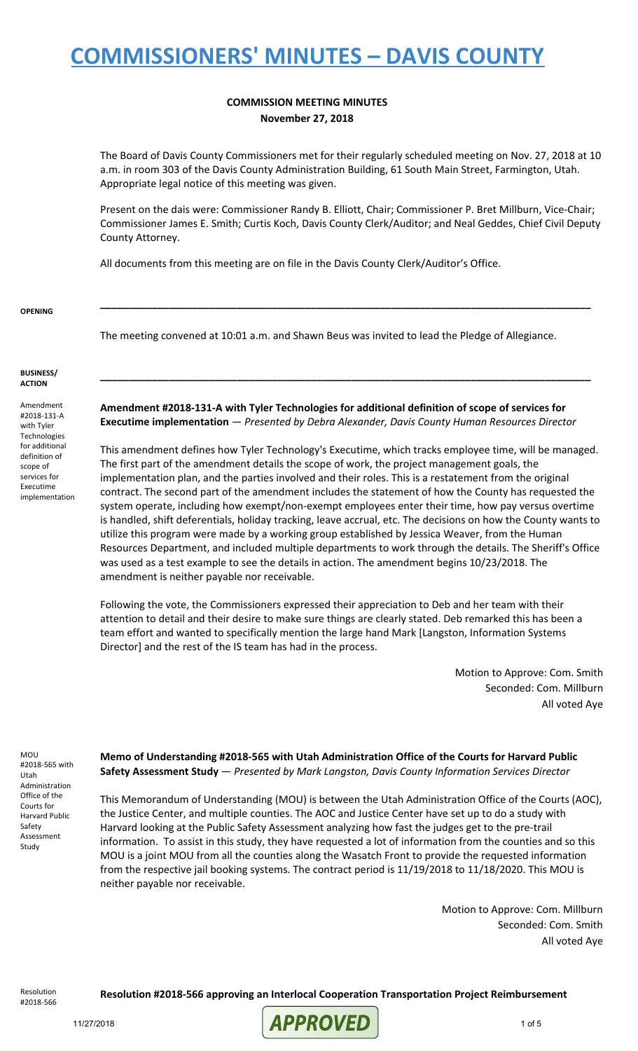# COMMISSIONERS' MINUTES – DAVIS COUNTY

**COMMISSION MEETING MINUTES**
**November 27, 2018**

The Board of Davis County Commissioners met for their regularly scheduled meeting on Nov. 27, 2018 at 10 a.m. in room 303 of the Davis County Administration Building, 61 South Main Street, Farmington, Utah. Appropriate legal notice of this meeting was given.

Present on the dais were: Commissioner Randy B. Elliott, Chair; Commissioner P. Bret Millburn, Vice-Chair; Commissioner James E. Smith; Curtis Koch, Davis County Clerk/Auditor; and Neal Geddes, Chief Civil Deputy County Attorney.

All documents from this meeting are on file in the Davis County Clerk/Auditor's Office.

**OPENING**

The meeting convened at 10:01 a.m. and Shawn Beus was invited to lead the Pledge of Allegiance.

**BUSINESS/ ACTION**

Amendment #2018-131-A with Tyler Technologies for additional definition of scope of services for Executime implementation

**Amendment #2018-131-A with Tyler Technologies for additional definition of scope of services for Executime implementation** — *Presented by Debra Alexander, Davis County Human Resources Director*

This amendment defines how Tyler Technology's Executime, which tracks employee time, will be managed. The first part of the amendment details the scope of work, the project management goals, the implementation plan, and the parties involved and their roles. This is a restatement from the original contract. The second part of the amendment includes the statement of how the County has requested the system operate, including how exempt/non-exempt employees enter their time, how pay versus overtime is handled, shift deferentials, holiday tracking, leave accrual, etc. The decisions on how the County wants to utilize this program were made by a working group established by Jessica Weaver, from the Human Resources Department, and included multiple departments to work through the details. The Sheriff's Office was used as a test example to see the details in action. The amendment begins 10/23/2018. The amendment is neither payable nor receivable.

Following the vote, the Commissioners expressed their appreciation to Deb and her team with their attention to detail and their desire to make sure things are clearly stated. Deb remarked this has been a team effort and wanted to specifically mention the large hand Mark [Langston, Information Systems Director] and the rest of the IS team has had in the process.

Motion to Approve: Com. Smith
Seconded: Com. Millburn
All voted Aye

MOU #2018-565 with Utah Administration Office of the Courts for Harvard Public Safety Assessment Study

**Memo of Understanding #2018-565 with Utah Administration Office of the Courts for Harvard Public Safety Assessment Study** — *Presented by Mark Langston, Davis County Information Services Director*

This Memorandum of Understanding (MOU) is between the Utah Administration Office of the Courts (AOC), the Justice Center, and multiple counties. The AOC and Justice Center have set up to do a study with Harvard looking at the Public Safety Assessment analyzing how fast the judges get to the pre-trail information. To assist in this study, they have requested a lot of information from the counties and so this MOU is a joint MOU from all the counties along the Wasatch Front to provide the requested information from the respective jail booking systems. The contract period is 11/19/2018 to 11/18/2020. This MOU is neither payable nor receivable.

Motion to Approve: Com. Millburn
Seconded: Com. Smith
All voted Aye

Resolution #2018-566

**Resolution #2018-566 approving an Interlocal Cooperation Transportation Project Reimbursement**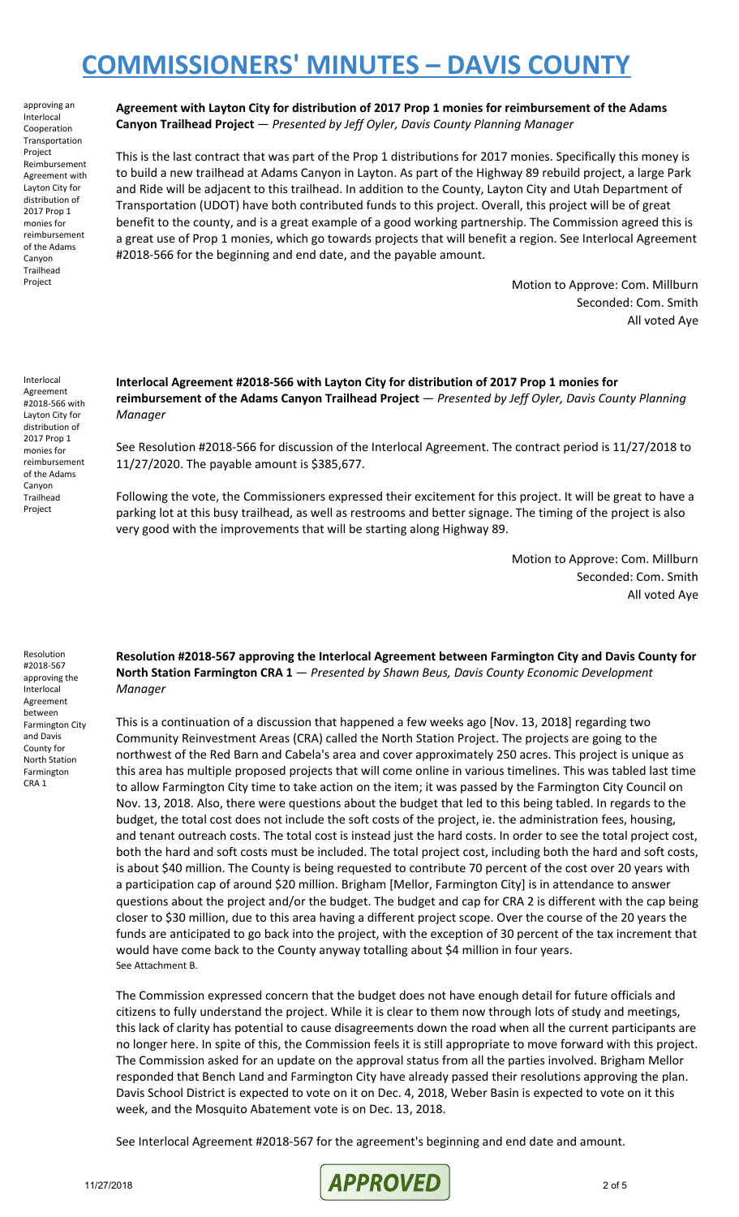# COMMISSIONERS' MINUTES – DAVIS COUNTY

approving an Interlocal Cooperation Transportation Project Reimbursement Agreement with Layton City for distribution of 2017 Prop 1 monies for reimbursement of the Adams Canyon Trailhead Project

**Agreement with Layton City for distribution of 2017 Prop 1 monies for reimbursement of the Adams Canyon Trailhead Project** — *Presented by Jeff Oyler, Davis County Planning Manager*

This is the last contract that was part of the Prop 1 distributions for 2017 monies. Specifically this money is to build a new trailhead at Adams Canyon in Layton. As part of the Highway 89 rebuild project, a large Park and Ride will be adjacent to this trailhead. In addition to the County, Layton City and Utah Department of Transportation (UDOT) have both contributed funds to this project. Overall, this project will be of great benefit to the county, and is a great example of a good working partnership. The Commission agreed this is a great use of Prop 1 monies, which go towards projects that will benefit a region. See Interlocal Agreement #2018-566 for the beginning and end date, and the payable amount.

Motion to Approve: Com. Millburn
Seconded: Com. Smith
All voted Aye

Interlocal Agreement #2018-566 with Layton City for distribution of 2017 Prop 1 monies for reimbursement of the Adams Canyon Trailhead Project

**Interlocal Agreement #2018-566 with Layton City for distribution of 2017 Prop 1 monies for reimbursement of the Adams Canyon Trailhead Project** — *Presented by Jeff Oyler, Davis County Planning Manager*

See Resolution #2018-566 for discussion of the Interlocal Agreement. The contract period is 11/27/2018 to 11/27/2020. The payable amount is $385,677.

Following the vote, the Commissioners expressed their excitement for this project. It will be great to have a parking lot at this busy trailhead, as well as restrooms and better signage. The timing of the project is also very good with the improvements that will be starting along Highway 89.

Motion to Approve: Com. Millburn
Seconded: Com. Smith
All voted Aye

Resolution #2018-567 approving the Interlocal Agreement between Farmington City and Davis County for North Station Farmington CRA 1

**Resolution #2018-567 approving the Interlocal Agreement between Farmington City and Davis County for North Station Farmington CRA 1** — *Presented by Shawn Beus, Davis County Economic Development Manager*

This is a continuation of a discussion that happened a few weeks ago [Nov. 13, 2018] regarding two Community Reinvestment Areas (CRA) called the North Station Project. The projects are going to the northwest of the Red Barn and Cabela's area and cover approximately 250 acres. This project is unique as this area has multiple proposed projects that will come online in various timelines. This was tabled last time to allow Farmington City time to take action on the item; it was passed by the Farmington City Council on Nov. 13, 2018. Also, there were questions about the budget that led to this being tabled. In regards to the budget, the total cost does not include the soft costs of the project, ie. the administration fees, housing, and tenant outreach costs. The total cost is instead just the hard costs. In order to see the total project cost, both the hard and soft costs must be included. The total project cost, including both the hard and soft costs, is about $40 million. The County is being requested to contribute 70 percent of the cost over 20 years with a participation cap of around $20 million. Brigham [Mellor, Farmington City] is in attendance to answer questions about the project and/or the budget. The budget and cap for CRA 2 is different with the cap being closer to $30 million, due to this area having a different project scope. Over the course of the 20 years the funds are anticipated to go back into the project, with the exception of 30 percent of the tax increment that would have come back to the County anyway totalling about $4 million in four years.
See Attachment B.

The Commission expressed concern that the budget does not have enough detail for future officials and citizens to fully understand the project. While it is clear to them now through lots of study and meetings, this lack of clarity has potential to cause disagreements down the road when all the current participants are no longer here. In spite of this, the Commission feels it is still appropriate to move forward with this project. The Commission asked for an update on the approval status from all the parties involved. Brigham Mellor responded that Bench Land and Farmington City have already passed their resolutions approving the plan. Davis School District is expected to vote on it on Dec. 4, 2018, Weber Basin is expected to vote on it this week, and the Mosquito Abatement vote is on Dec. 13, 2018.

See Interlocal Agreement #2018-567 for the agreement's beginning and end date and amount.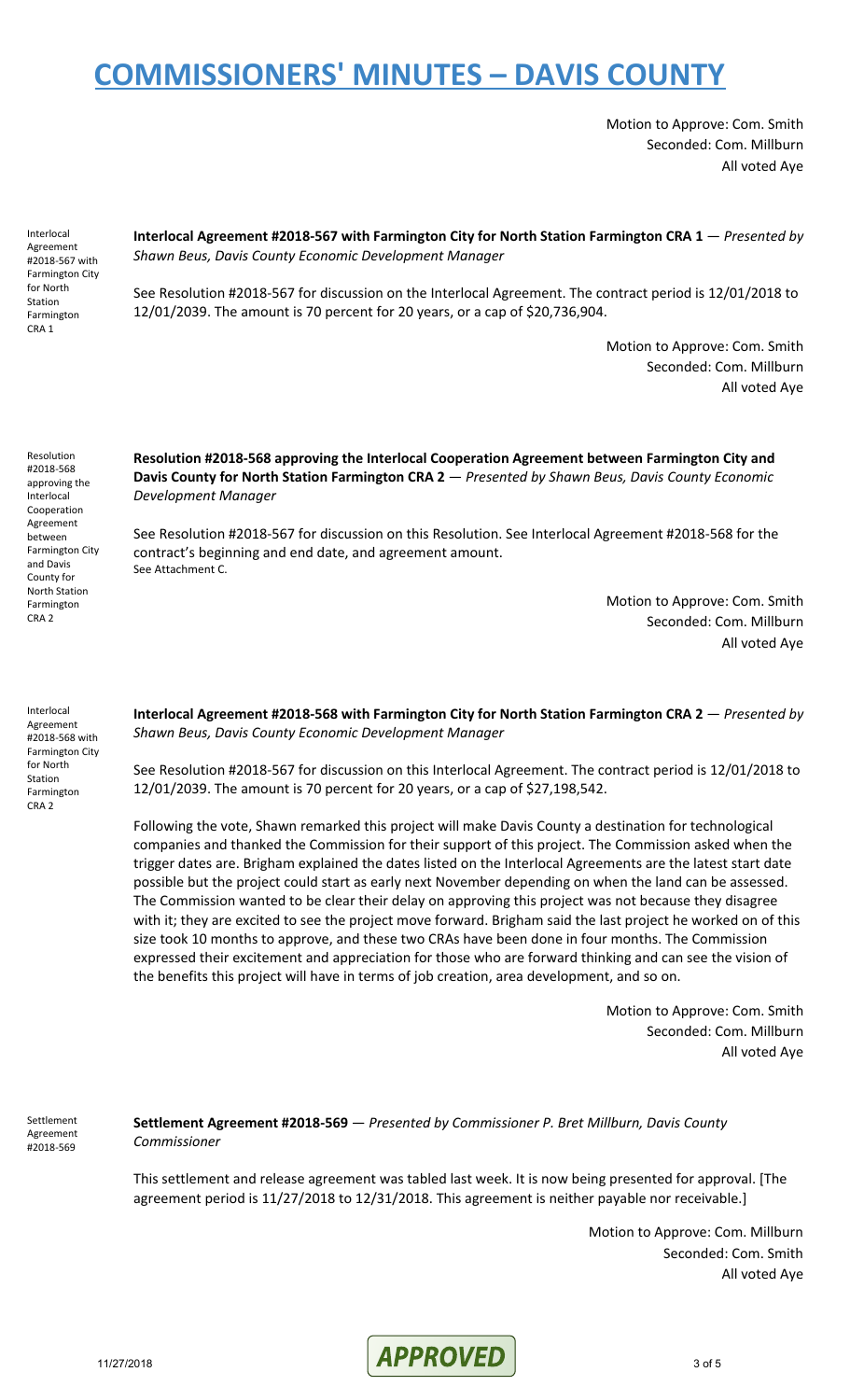Motion to Approve: Com. Smith
Seconded: Com. Millburn
All voted Aye

Interlocal Agreement #2018-567 with Farmington City for North Station Farmington CRA 1

**Interlocal Agreement #2018-567 with Farmington City for North Station Farmington CRA 1** — *Presented by Shawn Beus, Davis County Economic Development Manager*

See Resolution #2018-567 for discussion on the Interlocal Agreement. The contract period is 12/01/2018 to 12/01/2039. The amount is 70 percent for 20 years, or a cap of $20,736,904.

Motion to Approve: Com. Smith
Seconded: Com. Millburn
All voted Aye

Resolution #2018-568 approving the Interlocal Cooperation Agreement between Farmington City and Davis County for North Station Farmington CRA 2

**Resolution #2018-568 approving the Interlocal Cooperation Agreement between Farmington City and Davis County for North Station Farmington CRA 2** — *Presented by Shawn Beus, Davis County Economic Development Manager*

See Resolution #2018-567 for discussion on this Resolution. See Interlocal Agreement #2018-568 for the contract's beginning and end date, and agreement amount.
See Attachment C.

Motion to Approve: Com. Smith
Seconded: Com. Millburn
All voted Aye

Interlocal Agreement #2018-568 with Farmington City for North Station Farmington CRA 2

**Interlocal Agreement #2018-568 with Farmington City for North Station Farmington CRA 2** — *Presented by Shawn Beus, Davis County Economic Development Manager*

See Resolution #2018-567 for discussion on this Interlocal Agreement. The contract period is 12/01/2018 to 12/01/2039. The amount is 70 percent for 20 years, or a cap of $27,198,542.

Following the vote, Shawn remarked this project will make Davis County a destination for technological companies and thanked the Commission for their support of this project. The Commission asked when the trigger dates are. Brigham explained the dates listed on the Interlocal Agreements are the latest start date possible but the project could start as early next November depending on when the land can be assessed. The Commission wanted to be clear their delay on approving this project was not because they disagree with it; they are excited to see the project move forward. Brigham said the last project he worked on of this size took 10 months to approve, and these two CRAs have been done in four months. The Commission expressed their excitement and appreciation for those who are forward thinking and can see the vision of the benefits this project will have in terms of job creation, area development, and so on.

Motion to Approve: Com. Smith
Seconded: Com. Millburn
All voted Aye

Settlement Agreement #2018-569

**Settlement Agreement #2018-569** — *Presented by Commissioner P. Bret Millburn, Davis County Commissioner*

This settlement and release agreement was tabled last week. It is now being presented for approval. [The agreement period is 11/27/2018 to 12/31/2018. This agreement is neither payable nor receivable.]

Motion to Approve: Com. Millburn
Seconded: Com. Smith
All voted Aye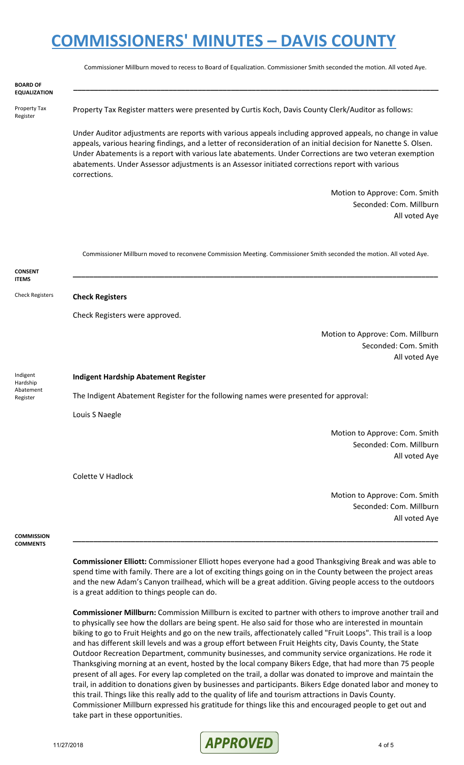Commissioner Millburn moved to recess to Board of Equalization. Commissioner Smith seconded the motion. All voted Aye.

**BOARD OF EQUALIZATION**

Property Tax Register

Property Tax Register matters were presented by Curtis Koch, Davis County Clerk/Auditor as follows:

Under Auditor adjustments are reports with various appeals including approved appeals, no change in value appeals, various hearing findings, and a letter of reconsideration of an initial decision for Nanette S. Olsen. Under Abatements is a report with various late abatements. Under Corrections are two veteran exemption abatements. Under Assessor adjustments is an Assessor initiated corrections report with various corrections.

Motion to Approve: Com. Smith
Seconded: Com. Millburn
All voted Aye

Commissioner Millburn moved to reconvene Commission Meeting. Commissioner Smith seconded the motion. All voted Aye.

**CONSENT ITEMS**

Check Registers

**Check Registers**

Check Registers were approved.

Motion to Approve: Com. Millburn
Seconded: Com. Smith
All voted Aye

Indigent Hardship Abatement Register

**Indigent Hardship Abatement Register**

The Indigent Abatement Register for the following names were presented for approval:

Louis S Naegle

Motion to Approve: Com. Smith
Seconded: Com. Millburn
All voted Aye

Colette V Hadlock

Motion to Approve: Com. Smith
Seconded: Com. Millburn
All voted Aye

**COMMISSION COMMENTS**

**Commissioner Elliott:** Commissioner Elliott hopes everyone had a good Thanksgiving Break and was able to spend time with family. There are a lot of exciting things going on in the County between the project areas and the new Adam's Canyon trailhead, which will be a great addition. Giving people access to the outdoors is a great addition to things people can do.

**Commissioner Millburn:** Commission Millburn is excited to partner with others to improve another trail and to physically see how the dollars are being spent. He also said for those who are interested in mountain biking to go to Fruit Heights and go on the new trails, affectionately called "Fruit Loops". This trail is a loop and has different skill levels and was a group effort between Fruit Heights city, Davis County, the State Outdoor Recreation Department, community businesses, and community service organizations. He rode it Thanksgiving morning at an event, hosted by the local company Bikers Edge, that had more than 75 people present of all ages. For every lap completed on the trail, a dollar was donated to improve and maintain the trail, in addition to donations given by businesses and participants. Bikers Edge donated labor and money to this trail. Things like this really add to the quality of life and tourism attractions in Davis County. Commissioner Millburn expressed his gratitude for things like this and encouraged people to get out and take part in these opportunities.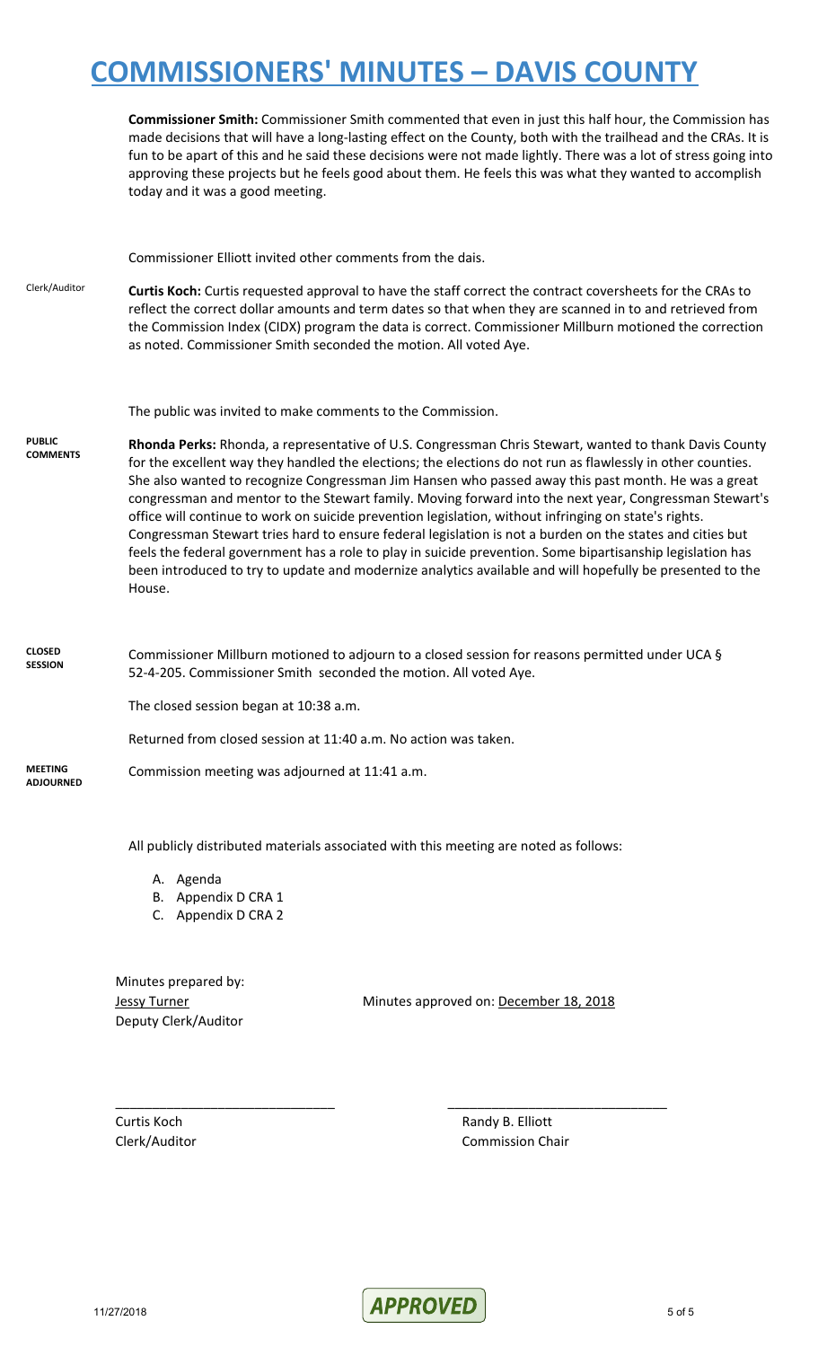**Commissioner Smith:** Commissioner Smith commented that even in just this half hour, the Commission has made decisions that will have a long-lasting effect on the County, both with the trailhead and the CRAs. It is fun to be apart of this and he said these decisions were not made lightly. There was a lot of stress going into approving these projects but he feels good about them. He feels this was what they wanted to accomplish today and it was a good meeting.

Commissioner Elliott invited other comments from the dais.

Clerk/Auditor

**Curtis Koch:** Curtis requested approval to have the staff correct the contract coversheets for the CRAs to reflect the correct dollar amounts and term dates so that when they are scanned in to and retrieved from the Commission Index (CIDX) program the data is correct. Commissioner Millburn motioned the correction as noted. Commissioner Smith seconded the motion. All voted Aye.

The public was invited to make comments to the Commission.

**PUBLIC COMMENTS**

**Rhonda Perks:** Rhonda, a representative of U.S. Congressman Chris Stewart, wanted to thank Davis County for the excellent way they handled the elections; the elections do not run as flawlessly in other counties. She also wanted to recognize Congressman Jim Hansen who passed away this past month. He was a great congressman and mentor to the Stewart family. Moving forward into the next year, Congressman Stewart's office will continue to work on suicide prevention legislation, without infringing on state's rights. Congressman Stewart tries hard to ensure federal legislation is not a burden on the states and cities but feels the federal government has a role to play in suicide prevention. Some bipartisanship legislation has been introduced to try to update and modernize analytics available and will hopefully be presented to the House.

**CLOSED SESSION**

Commissioner Millburn motioned to adjourn to a closed session for reasons permitted under UCA § 52-4-205. Commissioner Smith seconded the motion. All voted Aye.

The closed session began at 10:38 a.m.

Returned from closed session at 11:40 a.m. No action was taken.

**MEETING ADJOURNED**

Commission meeting was adjourned at 11:41 a.m.

All publicly distributed materials associated with this meeting are noted as follows:

A. Agenda
B. Appendix D CRA 1
C. Appendix D CRA 2

Minutes prepared by:
Jessy Turner
Deputy Clerk/Auditor

Minutes approved on: December 18, 2018

\_\_\_\_\_\_\_\_\_\_\_\_\_\_\_\_\_\_\_\_\_\_\_\_\_\_\_\_\_\_
Curtis Koch
Clerk/Auditor

\_\_\_\_\_\_\_\_\_\_\_\_\_\_\_\_\_\_\_\_\_\_\_\_\_\_\_\_\_\_
Randy B. Elliott
Commission Chair

11/27/2018

APPROVED